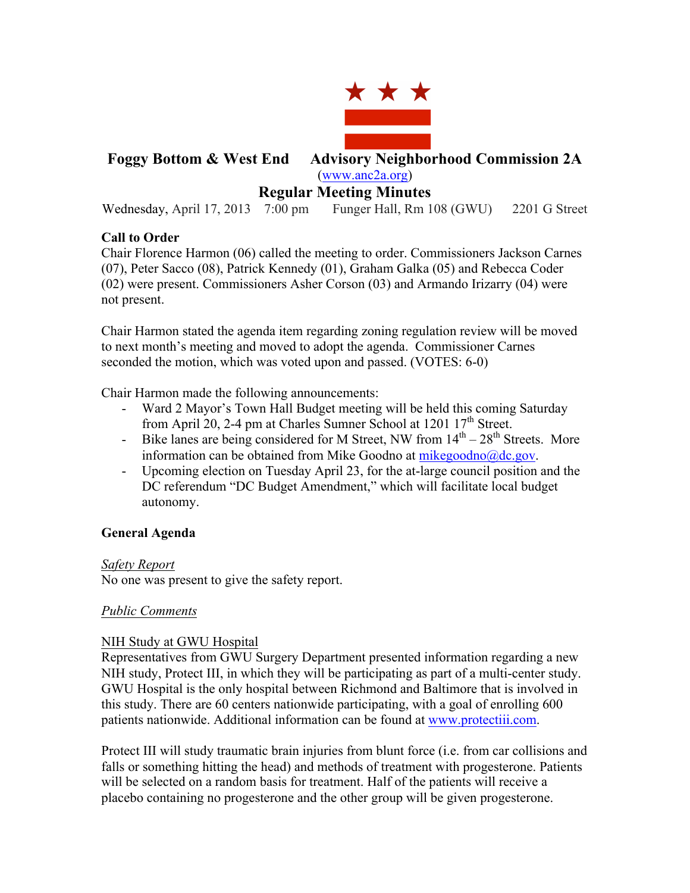# Foggy Bottom & West End Advisory Neighborhood Commission 2A

(www.anc2a.org)

## Regular Meeting Minutes

Wednesday, April 17, 2013 7:00 pm Funger Hall, Rm 108 (GWU) 2201 G Street

**Call to Order**

Chair Florence Harmon (06) called the meeting to order. Commissioners Jackson Carnes (07), Peter Sacco (08), Patrick Kennedy (01), Graham Galka (05) and Rebecca Coder (02) were present. Commissioners Asher Corson (03) and Armando Irizarry (04) were not present.

Chair Harmon stated the agenda item regarding zoning regulation review will be moved to next month's meeting and moved to adopt the agenda. Commissioner Carnes seconded the motion, which was voted upon and passed. (VOTES: 6-0)

Chair Harmon made the following announcements:

- Ward 2 Mayor's Town Hall Budget meeting will be held this coming Saturday from April 20, 2-4 pm at Charles Sumner School at 1201 17th Street.
- Bike lanes are being considered for M Street, NW from 14th – 28th Streets. More information can be obtained from Mike Goodno at mikegoodno@dc.gov.
- Upcoming election on Tuesday April 23, for the at-large council position and the DC referendum "DC Budget Amendment," which will facilitate local budget autonomy.

**General Agenda**

*Safety Report*

No one was present to give the safety report.

*Public Comments*

NIH Study at GWU Hospital

Representatives from GWU Surgery Department presented information regarding a new NIH study, Protect III, in which they will be participating as part of a multi-center study. GWU Hospital is the only hospital between Richmond and Baltimore that is involved in this study. There are 60 centers nationwide participating, with a goal of enrolling 600 patients nationwide. Additional information can be found at www.protectiii.com.

Protect III will study traumatic brain injuries from blunt force (i.e. from car collisions and falls or something hitting the head) and methods of treatment with progesterone. Patients will be selected on a random basis for treatment. Half of the patients will receive a placebo containing no progesterone and the other group will be given progesterone.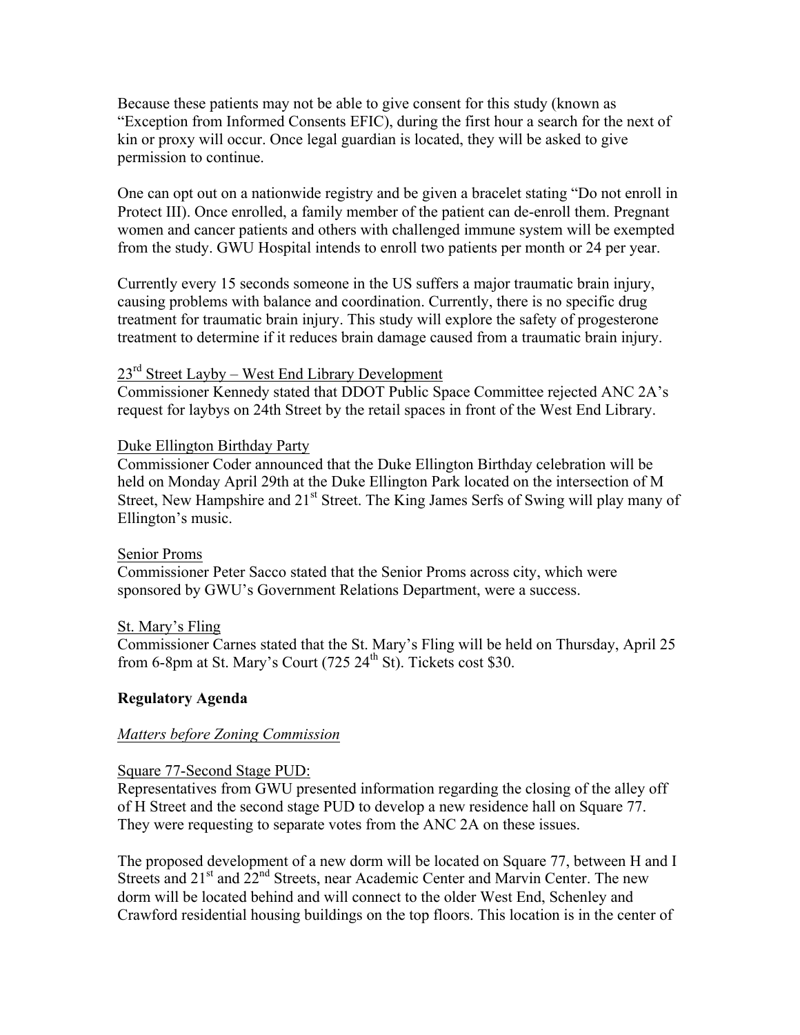Because these patients may not be able to give consent for this study (known as "Exception from Informed Consents EFIC), during the first hour a search for the next of kin or proxy will occur. Once legal guardian is located, they will be asked to give permission to continue.

One can opt out on a nationwide registry and be given a bracelet stating "Do not enroll in Protect III). Once enrolled, a family member of the patient can de-enroll them. Pregnant women and cancer patients and others with challenged immune system will be exempted from the study. GWU Hospital intends to enroll two patients per month or 24 per year.

Currently every 15 seconds someone in the US suffers a major traumatic brain injury, causing problems with balance and coordination. Currently, there is no specific drug treatment for traumatic brain injury. This study will explore the safety of progesterone treatment to determine if it reduces brain damage caused from a traumatic brain injury.

<u>23rd Street Layby – West End Library Development</u>
Commissioner Kennedy stated that DDOT Public Space Committee rejected ANC 2A's request for laybys on 24th Street by the retail spaces in front of the West End Library.

<u>Duke Ellington Birthday Party</u>
Commissioner Coder announced that the Duke Ellington Birthday celebration will be held on Monday April 29th at the Duke Ellington Park located on the intersection of M Street, New Hampshire and 21st Street. The King James Serfs of Swing will play many of Ellington's music.

<u>Senior Proms</u>
Commissioner Peter Sacco stated that the Senior Proms across city, which were sponsored by GWU's Government Relations Department, were a success.

<u>St. Mary's Fling</u>
Commissioner Carnes stated that the St. Mary's Fling will be held on Thursday, April 25 from 6-8pm at St. Mary's Court (725 24th St). Tickets cost $30.

**Regulatory Agenda**

*<u>Matters before Zoning Commission</u>*

<u>Square 77-Second Stage PUD:</u>
Representatives from GWU presented information regarding the closing of the alley off of H Street and the second stage PUD to develop a new residence hall on Square 77. They were requesting to separate votes from the ANC 2A on these issues.

The proposed development of a new dorm will be located on Square 77, between H and I Streets and 21st and 22nd Streets, near Academic Center and Marvin Center. The new dorm will be located behind and will connect to the older West End, Schenley and Crawford residential housing buildings on the top floors. This location is in the center of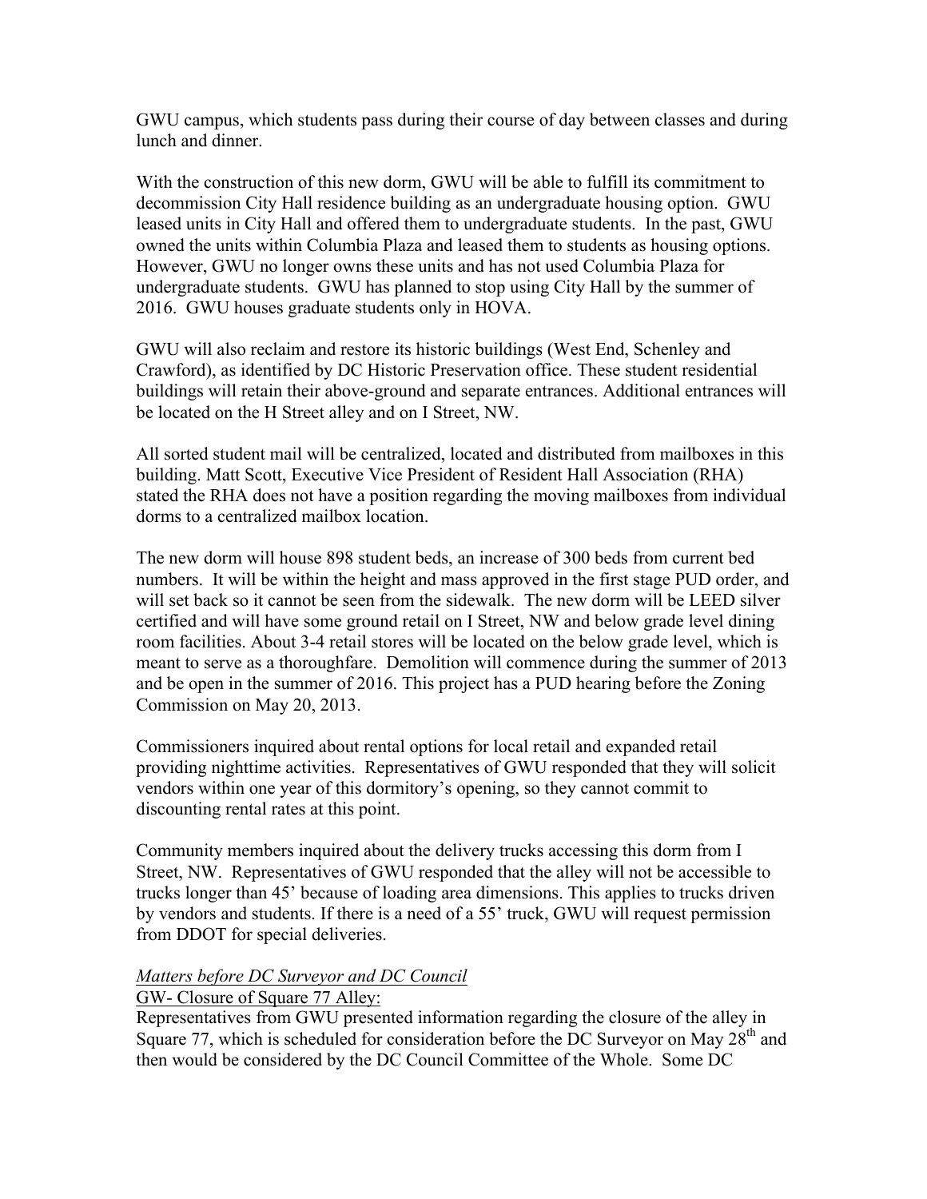GWU campus, which students pass during their course of day between classes and during lunch and dinner.

With the construction of this new dorm, GWU will be able to fulfill its commitment to decommission City Hall residence building as an undergraduate housing option. GWU leased units in City Hall and offered them to undergraduate students. In the past, GWU owned the units within Columbia Plaza and leased them to students as housing options. However, GWU no longer owns these units and has not used Columbia Plaza for undergraduate students. GWU has planned to stop using City Hall by the summer of 2016. GWU houses graduate students only in HOVA.

GWU will also reclaim and restore its historic buildings (West End, Schenley and Crawford), as identified by DC Historic Preservation office. These student residential buildings will retain their above-ground and separate entrances. Additional entrances will be located on the H Street alley and on I Street, NW.

All sorted student mail will be centralized, located and distributed from mailboxes in this building. Matt Scott, Executive Vice President of Resident Hall Association (RHA) stated the RHA does not have a position regarding the moving mailboxes from individual dorms to a centralized mailbox location.

The new dorm will house 898 student beds, an increase of 300 beds from current bed numbers. It will be within the height and mass approved in the first stage PUD order, and will set back so it cannot be seen from the sidewalk. The new dorm will be LEED silver certified and will have some ground retail on I Street, NW and below grade level dining room facilities. About 3-4 retail stores will be located on the below grade level, which is meant to serve as a thoroughfare. Demolition will commence during the summer of 2013 and be open in the summer of 2016. This project has a PUD hearing before the Zoning Commission on May 20, 2013.

Commissioners inquired about rental options for local retail and expanded retail providing nighttime activities. Representatives of GWU responded that they will solicit vendors within one year of this dormitory's opening, so they cannot commit to discounting rental rates at this point.

Community members inquired about the delivery trucks accessing this dorm from I Street, NW. Representatives of GWU responded that the alley will not be accessible to trucks longer than 45' because of loading area dimensions. This applies to trucks driven by vendors and students. If there is a need of a 55' truck, GWU will request permission from DDOT for special deliveries.

*Matters before DC Surveyor and DC Council*

GW- Closure of Square 77 Alley:

Representatives from GWU presented information regarding the closure of the alley in Square 77, which is scheduled for consideration before the DC Surveyor on May 28th and then would be considered by the DC Council Committee of the Whole. Some DC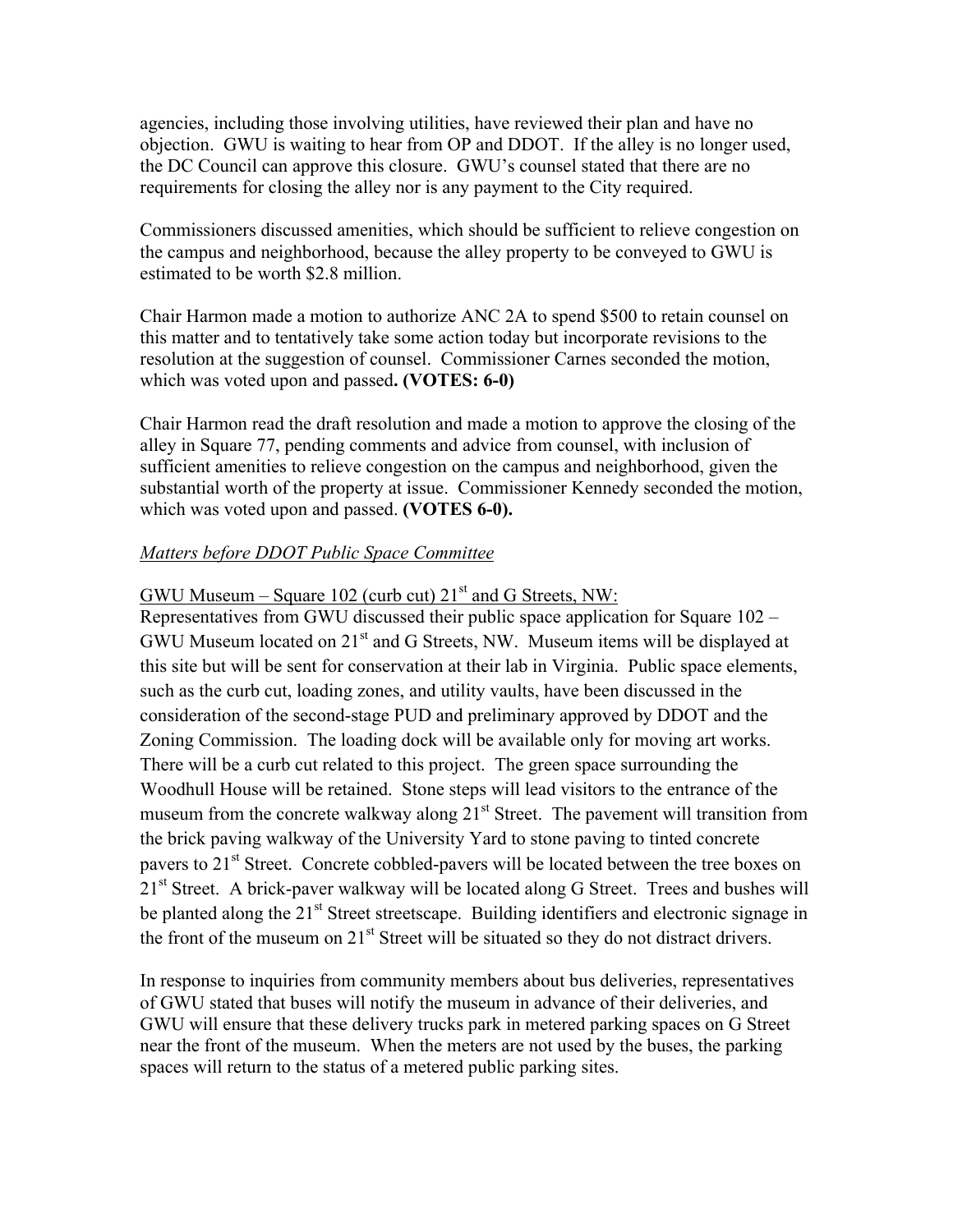agencies, including those involving utilities, have reviewed their plan and have no objection. GWU is waiting to hear from OP and DDOT. If the alley is no longer used, the DC Council can approve this closure. GWU's counsel stated that there are no requirements for closing the alley nor is any payment to the City required.

Commissioners discussed amenities, which should be sufficient to relieve congestion on the campus and neighborhood, because the alley property to be conveyed to GWU is estimated to be worth $2.8 million.

Chair Harmon made a motion to authorize ANC 2A to spend $500 to retain counsel on this matter and to tentatively take some action today but incorporate revisions to the resolution at the suggestion of counsel. Commissioner Carnes seconded the motion, which was voted upon and passed**. (VOTES: 6-0)**

Chair Harmon read the draft resolution and made a motion to approve the closing of the alley in Square 77, pending comments and advice from counsel, with inclusion of sufficient amenities to relieve congestion on the campus and neighborhood, given the substantial worth of the property at issue. Commissioner Kennedy seconded the motion, which was voted upon and passed. **(VOTES 6-0).**

*Matters before DDOT Public Space Committee*

GWU Museum – Square 102 (curb cut) 21st and G Streets, NW:

Representatives from GWU discussed their public space application for Square 102 – GWU Museum located on 21st and G Streets, NW. Museum items will be displayed at this site but will be sent for conservation at their lab in Virginia. Public space elements, such as the curb cut, loading zones, and utility vaults, have been discussed in the consideration of the second-stage PUD and preliminary approved by DDOT and the Zoning Commission. The loading dock will be available only for moving art works. There will be a curb cut related to this project. The green space surrounding the Woodhull House will be retained. Stone steps will lead visitors to the entrance of the museum from the concrete walkway along 21st Street. The pavement will transition from the brick paving walkway of the University Yard to stone paving to tinted concrete pavers to 21st Street. Concrete cobbled-pavers will be located between the tree boxes on 21st Street. A brick-paver walkway will be located along G Street. Trees and bushes will be planted along the 21st Street streetscape. Building identifiers and electronic signage in the front of the museum on 21st Street will be situated so they do not distract drivers.

In response to inquiries from community members about bus deliveries, representatives of GWU stated that buses will notify the museum in advance of their deliveries, and GWU will ensure that these delivery trucks park in metered parking spaces on G Street near the front of the museum. When the meters are not used by the buses, the parking spaces will return to the status of a metered public parking sites.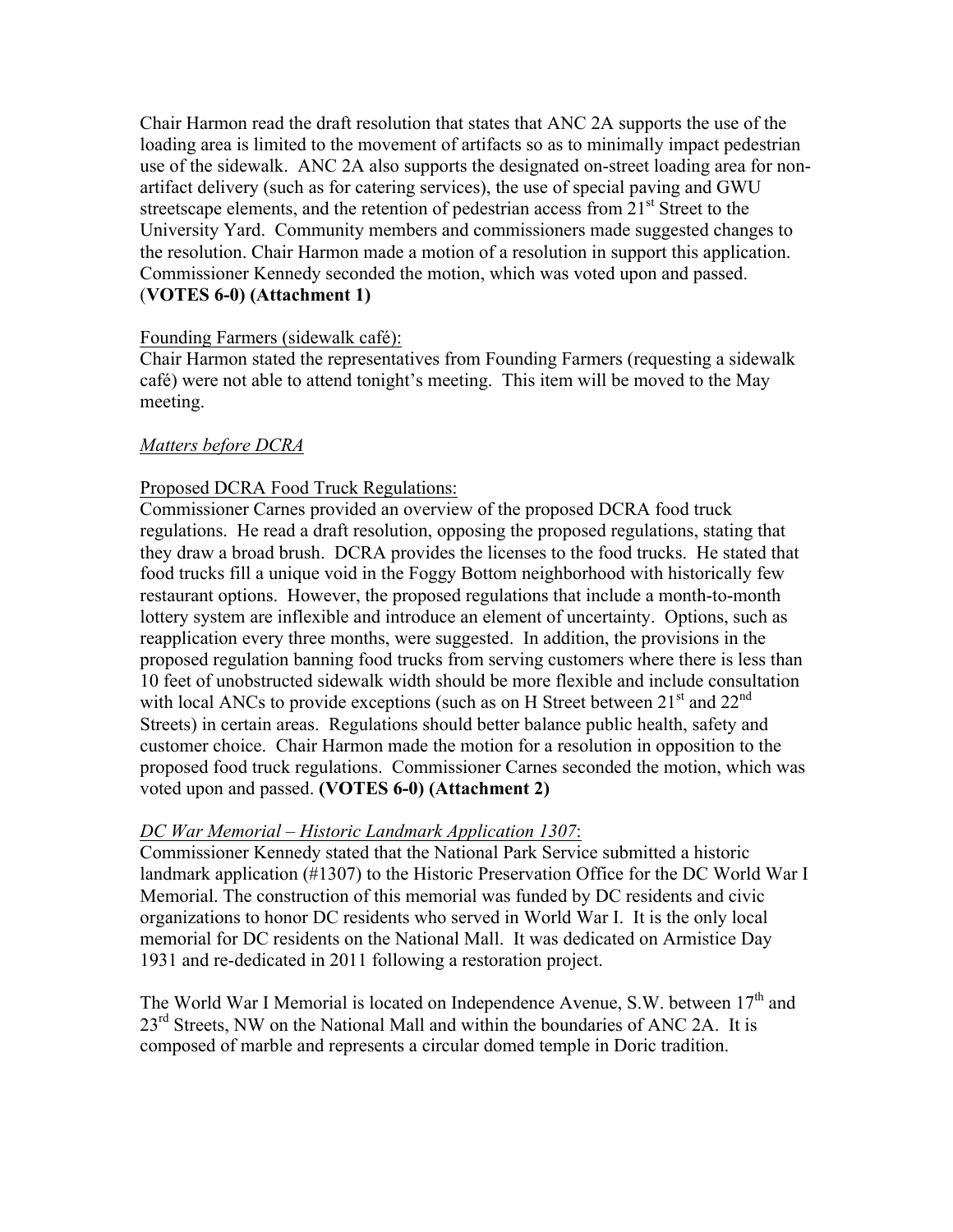Chair Harmon read the draft resolution that states that ANC 2A supports the use of the loading area is limited to the movement of artifacts so as to minimally impact pedestrian use of the sidewalk. ANC 2A also supports the designated on-street loading area for non-artifact delivery (such as for catering services), the use of special paving and GWU streetscape elements, and the retention of pedestrian access from 21st Street to the University Yard. Community members and commissioners made suggested changes to the resolution. Chair Harmon made a motion of a resolution in support this application. Commissioner Kennedy seconded the motion, which was voted upon and passed. (**VOTES 6-0) (Attachment 1)**

Founding Farmers (sidewalk café):
Chair Harmon stated the representatives from Founding Farmers (requesting a sidewalk café) were not able to attend tonight's meeting. This item will be moved to the May meeting.

*Matters before DCRA*

Proposed DCRA Food Truck Regulations:
Commissioner Carnes provided an overview of the proposed DCRA food truck regulations. He read a draft resolution, opposing the proposed regulations, stating that they draw a broad brush. DCRA provides the licenses to the food trucks. He stated that food trucks fill a unique void in the Foggy Bottom neighborhood with historically few restaurant options. However, the proposed regulations that include a month-to-month lottery system are inflexible and introduce an element of uncertainty. Options, such as reapplication every three months, were suggested. In addition, the provisions in the proposed regulation banning food trucks from serving customers where there is less than 10 feet of unobstructed sidewalk width should be more flexible and include consultation with local ANCs to provide exceptions (such as on H Street between 21st and 22nd Streets) in certain areas. Regulations should better balance public health, safety and customer choice. Chair Harmon made the motion for a resolution in opposition to the proposed food truck regulations. Commissioner Carnes seconded the motion, which was voted upon and passed. **(VOTES 6-0) (Attachment 2)**

*DC War Memorial – Historic Landmark Application 1307*:
Commissioner Kennedy stated that the National Park Service submitted a historic landmark application (#1307) to the Historic Preservation Office for the DC World War I Memorial. The construction of this memorial was funded by DC residents and civic organizations to honor DC residents who served in World War I. It is the only local memorial for DC residents on the National Mall. It was dedicated on Armistice Day 1931 and re-dedicated in 2011 following a restoration project.

The World War I Memorial is located on Independence Avenue, S.W. between 17th and 23rd Streets, NW on the National Mall and within the boundaries of ANC 2A. It is composed of marble and represents a circular domed temple in Doric tradition.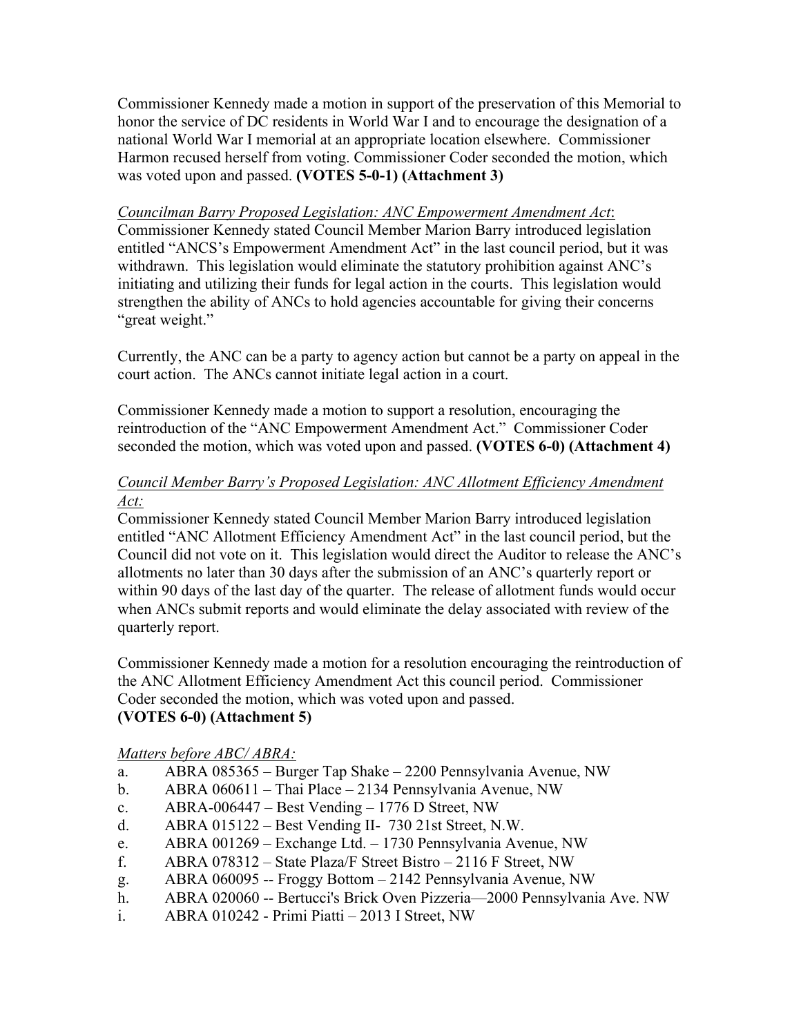Commissioner Kennedy made a motion in support of the preservation of this Memorial to honor the service of DC residents in World War I and to encourage the designation of a national World War I memorial at an appropriate location elsewhere. Commissioner Harmon recused herself from voting. Commissioner Coder seconded the motion, which was voted upon and passed. **(VOTES 5-0-1) (Attachment 3)**

*Councilman Barry Proposed Legislation: ANC Empowerment Amendment Act*:
Commissioner Kennedy stated Council Member Marion Barry introduced legislation entitled "ANCS's Empowerment Amendment Act" in the last council period, but it was withdrawn. This legislation would eliminate the statutory prohibition against ANC's initiating and utilizing their funds for legal action in the courts. This legislation would strengthen the ability of ANCs to hold agencies accountable for giving their concerns "great weight."

Currently, the ANC can be a party to agency action but cannot be a party on appeal in the court action. The ANCs cannot initiate legal action in a court.

Commissioner Kennedy made a motion to support a resolution, encouraging the reintroduction of the "ANC Empowerment Amendment Act." Commissioner Coder seconded the motion, which was voted upon and passed. **(VOTES 6-0) (Attachment 4)**

*Council Member Barry's Proposed Legislation: ANC Allotment Efficiency Amendment Act:*
Commissioner Kennedy stated Council Member Marion Barry introduced legislation entitled "ANC Allotment Efficiency Amendment Act" in the last council period, but the Council did not vote on it. This legislation would direct the Auditor to release the ANC's allotments no later than 30 days after the submission of an ANC's quarterly report or within 90 days of the last day of the quarter. The release of allotment funds would occur when ANCs submit reports and would eliminate the delay associated with review of the quarterly report.

Commissioner Kennedy made a motion for a resolution encouraging the reintroduction of the ANC Allotment Efficiency Amendment Act this council period. Commissioner Coder seconded the motion, which was voted upon and passed.
**(VOTES 6-0) (Attachment 5)**

*Matters before ABC/ ABRA:*

a. ABRA 085365 – Burger Tap Shake – 2200 Pennsylvania Avenue, NW
b. ABRA 060611 – Thai Place – 2134 Pennsylvania Avenue, NW
c. ABRA-006447 – Best Vending – 1776 D Street, NW
d. ABRA 015122 – Best Vending II- 730 21st Street, N.W.
e. ABRA 001269 – Exchange Ltd. – 1730 Pennsylvania Avenue, NW
f. ABRA 078312 – State Plaza/F Street Bistro – 2116 F Street, NW
g. ABRA 060095 -- Froggy Bottom – 2142 Pennsylvania Avenue, NW
h. ABRA 020060 -- Bertucci's Brick Oven Pizzeria—2000 Pennsylvania Ave. NW
i. ABRA 010242 - Primi Piatti – 2013 I Street, NW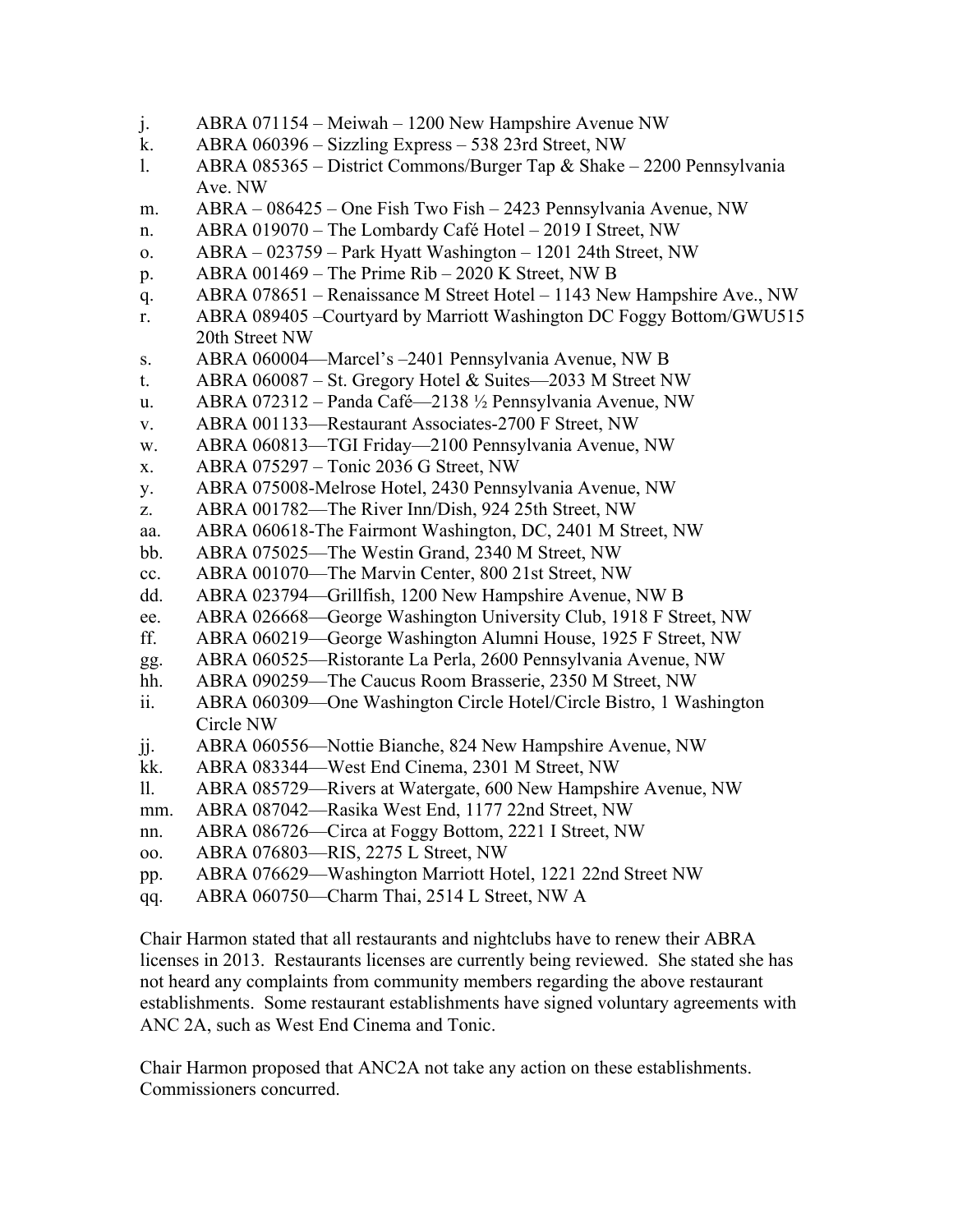j. ABRA 071154 – Meiwah – 1200 New Hampshire Avenue NW
k. ABRA 060396 – Sizzling Express – 538 23rd Street, NW
l. ABRA 085365 – District Commons/Burger Tap & Shake – 2200 Pennsylvania Ave. NW
m. ABRA – 086425 – One Fish Two Fish – 2423 Pennsylvania Avenue, NW
n. ABRA 019070 – The Lombardy Café Hotel – 2019 I Street, NW
o. ABRA – 023759 – Park Hyatt Washington – 1201 24th Street, NW
p. ABRA 001469 – The Prime Rib – 2020 K Street, NW B
q. ABRA 078651 – Renaissance M Street Hotel – 1143 New Hampshire Ave., NW
r. ABRA 089405 –Courtyard by Marriott Washington DC Foggy Bottom/GWU515 20th Street NW
s. ABRA 060004—Marcel's –2401 Pennsylvania Avenue, NW B
t. ABRA 060087 – St. Gregory Hotel & Suites—2033 M Street NW
u. ABRA 072312 – Panda Café—2138 ½ Pennsylvania Avenue, NW
v. ABRA 001133—Restaurant Associates-2700 F Street, NW
w. ABRA 060813—TGI Friday—2100 Pennsylvania Avenue, NW
x. ABRA 075297 – Tonic 2036 G Street, NW
y. ABRA 075008-Melrose Hotel, 2430 Pennsylvania Avenue, NW
z. ABRA 001782—The River Inn/Dish, 924 25th Street, NW
aa. ABRA 060618-The Fairmont Washington, DC, 2401 M Street, NW
bb. ABRA 075025—The Westin Grand, 2340 M Street, NW
cc. ABRA 001070—The Marvin Center, 800 21st Street, NW
dd. ABRA 023794—Grillfish, 1200 New Hampshire Avenue, NW B
ee. ABRA 026668—George Washington University Club, 1918 F Street, NW
ff. ABRA 060219—George Washington Alumni House, 1925 F Street, NW
gg. ABRA 060525—Ristorante La Perla, 2600 Pennsylvania Avenue, NW
hh. ABRA 090259—The Caucus Room Brasserie, 2350 M Street, NW
ii. ABRA 060309—One Washington Circle Hotel/Circle Bistro, 1 Washington Circle NW
jj. ABRA 060556—Nottie Bianche, 824 New Hampshire Avenue, NW
kk. ABRA 083344—West End Cinema, 2301 M Street, NW
ll. ABRA 085729—Rivers at Watergate, 600 New Hampshire Avenue, NW
mm. ABRA 087042—Rasika West End, 1177 22nd Street, NW
nn. ABRA 086726—Circa at Foggy Bottom, 2221 I Street, NW
oo. ABRA 076803—RIS, 2275 L Street, NW
pp. ABRA 076629—Washington Marriott Hotel, 1221 22nd Street NW
qq. ABRA 060750—Charm Thai, 2514 L Street, NW A

Chair Harmon stated that all restaurants and nightclubs have to renew their ABRA licenses in 2013. Restaurants licenses are currently being reviewed. She stated she has not heard any complaints from community members regarding the above restaurant establishments. Some restaurant establishments have signed voluntary agreements with ANC 2A, such as West End Cinema and Tonic.

Chair Harmon proposed that ANC2A not take any action on these establishments. Commissioners concurred.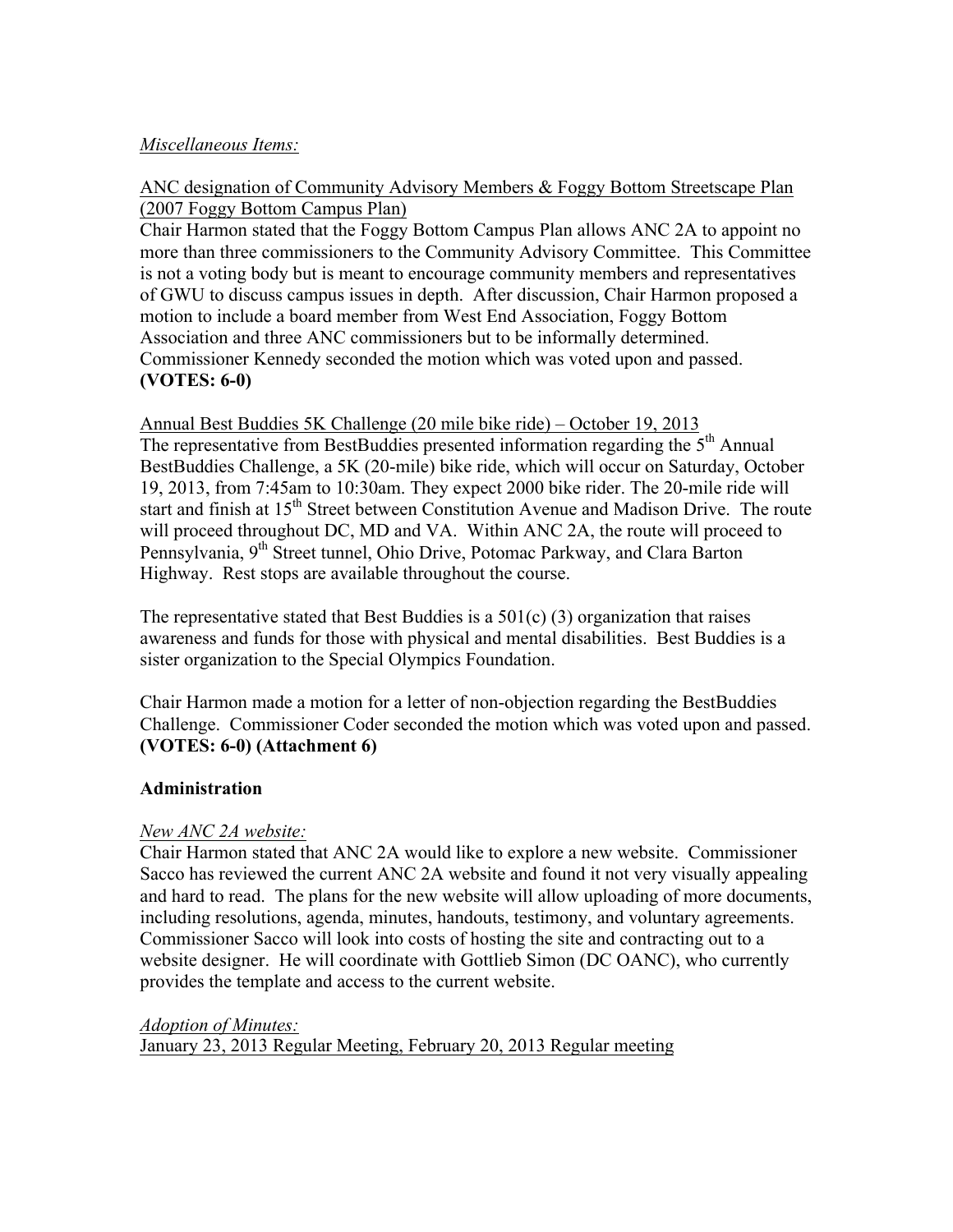*Miscellaneous Items:*

ANC designation of Community Advisory Members & Foggy Bottom Streetscape Plan (2007 Foggy Bottom Campus Plan)

Chair Harmon stated that the Foggy Bottom Campus Plan allows ANC 2A to appoint no more than three commissioners to the Community Advisory Committee. This Committee is not a voting body but is meant to encourage community members and representatives of GWU to discuss campus issues in depth. After discussion, Chair Harmon proposed a motion to include a board member from West End Association, Foggy Bottom Association and three ANC commissioners but to be informally determined. Commissioner Kennedy seconded the motion which was voted upon and passed. **(VOTES: 6-0)**

Annual Best Buddies 5K Challenge (20 mile bike ride) – October 19, 2013

The representative from BestBuddies presented information regarding the 5th Annual BestBuddies Challenge, a 5K (20-mile) bike ride, which will occur on Saturday, October 19, 2013, from 7:45am to 10:30am. They expect 2000 bike rider. The 20-mile ride will start and finish at 15th Street between Constitution Avenue and Madison Drive. The route will proceed throughout DC, MD and VA. Within ANC 2A, the route will proceed to Pennsylvania, 9th Street tunnel, Ohio Drive, Potomac Parkway, and Clara Barton Highway. Rest stops are available throughout the course.

The representative stated that Best Buddies is a 501(c) (3) organization that raises awareness and funds for those with physical and mental disabilities. Best Buddies is a sister organization to the Special Olympics Foundation.

Chair Harmon made a motion for a letter of non-objection regarding the BestBuddies Challenge. Commissioner Coder seconded the motion which was voted upon and passed. **(VOTES: 6-0) (Attachment 6)**

**Administration**

*New ANC 2A website:*

Chair Harmon stated that ANC 2A would like to explore a new website. Commissioner Sacco has reviewed the current ANC 2A website and found it not very visually appealing and hard to read. The plans for the new website will allow uploading of more documents, including resolutions, agenda, minutes, handouts, testimony, and voluntary agreements. Commissioner Sacco will look into costs of hosting the site and contracting out to a website designer. He will coordinate with Gottlieb Simon (DC OANC), who currently provides the template and access to the current website.

*Adoption of Minutes:*

January 23, 2013 Regular Meeting, February 20, 2013 Regular meeting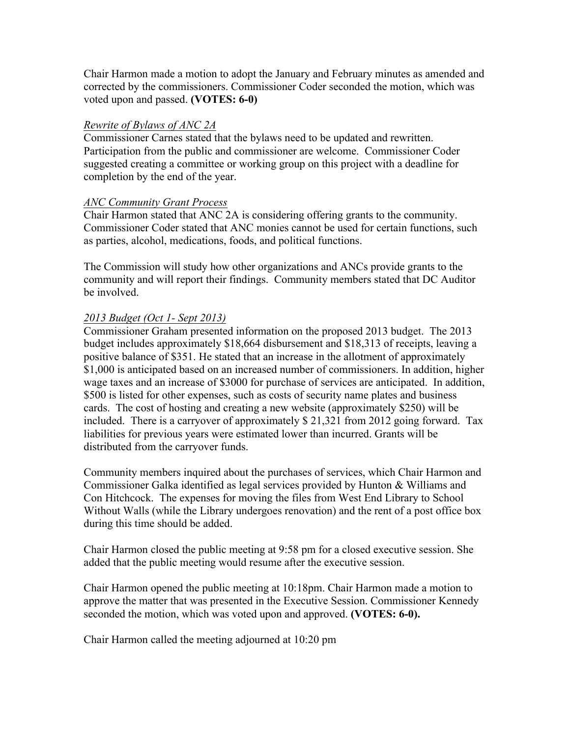Chair Harmon made a motion to adopt the January and February minutes as amended and corrected by the commissioners. Commissioner Coder seconded the motion, which was voted upon and passed. **(VOTES: 6-0)**

*Rewrite of Bylaws of ANC 2A*

Commissioner Carnes stated that the bylaws need to be updated and rewritten. Participation from the public and commissioner are welcome. Commissioner Coder suggested creating a committee or working group on this project with a deadline for completion by the end of the year.

*ANC Community Grant Process*

Chair Harmon stated that ANC 2A is considering offering grants to the community. Commissioner Coder stated that ANC monies cannot be used for certain functions, such as parties, alcohol, medications, foods, and political functions.

The Commission will study how other organizations and ANCs provide grants to the community and will report their findings. Community members stated that DC Auditor be involved.

*2013 Budget (Oct 1- Sept 2013)*

Commissioner Graham presented information on the proposed 2013 budget. The 2013 budget includes approximately $18,664 disbursement and $18,313 of receipts, leaving a positive balance of $351. He stated that an increase in the allotment of approximately $1,000 is anticipated based on an increased number of commissioners. In addition, higher wage taxes and an increase of $3000 for purchase of services are anticipated. In addition, $500 is listed for other expenses, such as costs of security name plates and business cards. The cost of hosting and creating a new website (approximately $250) will be included. There is a carryover of approximately $ 21,321 from 2012 going forward. Tax liabilities for previous years were estimated lower than incurred. Grants will be distributed from the carryover funds.

Community members inquired about the purchases of services, which Chair Harmon and Commissioner Galka identified as legal services provided by Hunton & Williams and Con Hitchcock. The expenses for moving the files from West End Library to School Without Walls (while the Library undergoes renovation) and the rent of a post office box during this time should be added.

Chair Harmon closed the public meeting at 9:58 pm for a closed executive session. She added that the public meeting would resume after the executive session.

Chair Harmon opened the public meeting at 10:18pm. Chair Harmon made a motion to approve the matter that was presented in the Executive Session. Commissioner Kennedy seconded the motion, which was voted upon and approved. **(VOTES: 6-0).**

Chair Harmon called the meeting adjourned at 10:20 pm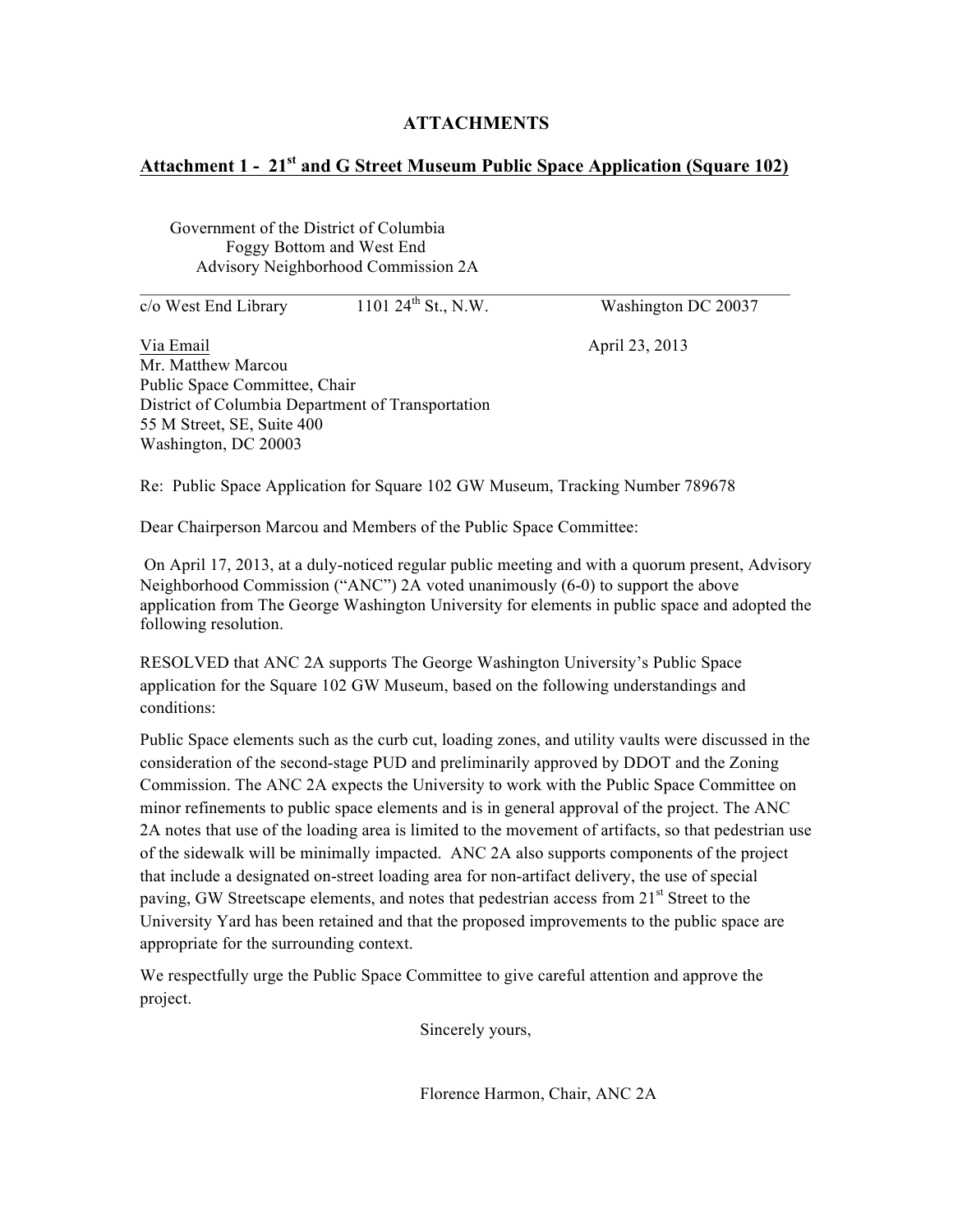## ATTACHMENTS

### Attachment 1 - 21st and G Street Museum Public Space Application (Square 102)

Government of the District of Columbia
Foggy Bottom and West End
Advisory Neighborhood Commission 2A

c/o West End Library 1101 24th St., N.W. Washington DC 20037

Via Email April 23, 2013

Mr. Matthew Marcou
Public Space Committee, Chair
District of Columbia Department of Transportation
55 M Street, SE, Suite 400
Washington, DC 20003

Re: Public Space Application for Square 102 GW Museum, Tracking Number 789678

Dear Chairperson Marcou and Members of the Public Space Committee:

On April 17, 2013, at a duly-noticed regular public meeting and with a quorum present, Advisory Neighborhood Commission ("ANC") 2A voted unanimously (6-0) to support the above application from The George Washington University for elements in public space and adopted the following resolution.

RESOLVED that ANC 2A supports The George Washington University's Public Space application for the Square 102 GW Museum, based on the following understandings and conditions:

Public Space elements such as the curb cut, loading zones, and utility vaults were discussed in the consideration of the second-stage PUD and preliminarily approved by DDOT and the Zoning Commission. The ANC 2A expects the University to work with the Public Space Committee on minor refinements to public space elements and is in general approval of the project. The ANC 2A notes that use of the loading area is limited to the movement of artifacts, so that pedestrian use of the sidewalk will be minimally impacted. ANC 2A also supports components of the project that include a designated on-street loading area for non-artifact delivery, the use of special paving, GW Streetscape elements, and notes that pedestrian access from 21st Street to the University Yard has been retained and that the proposed improvements to the public space are appropriate for the surrounding context.

We respectfully urge the Public Space Committee to give careful attention and approve the project.

Sincerely yours,

Florence Harmon, Chair, ANC 2A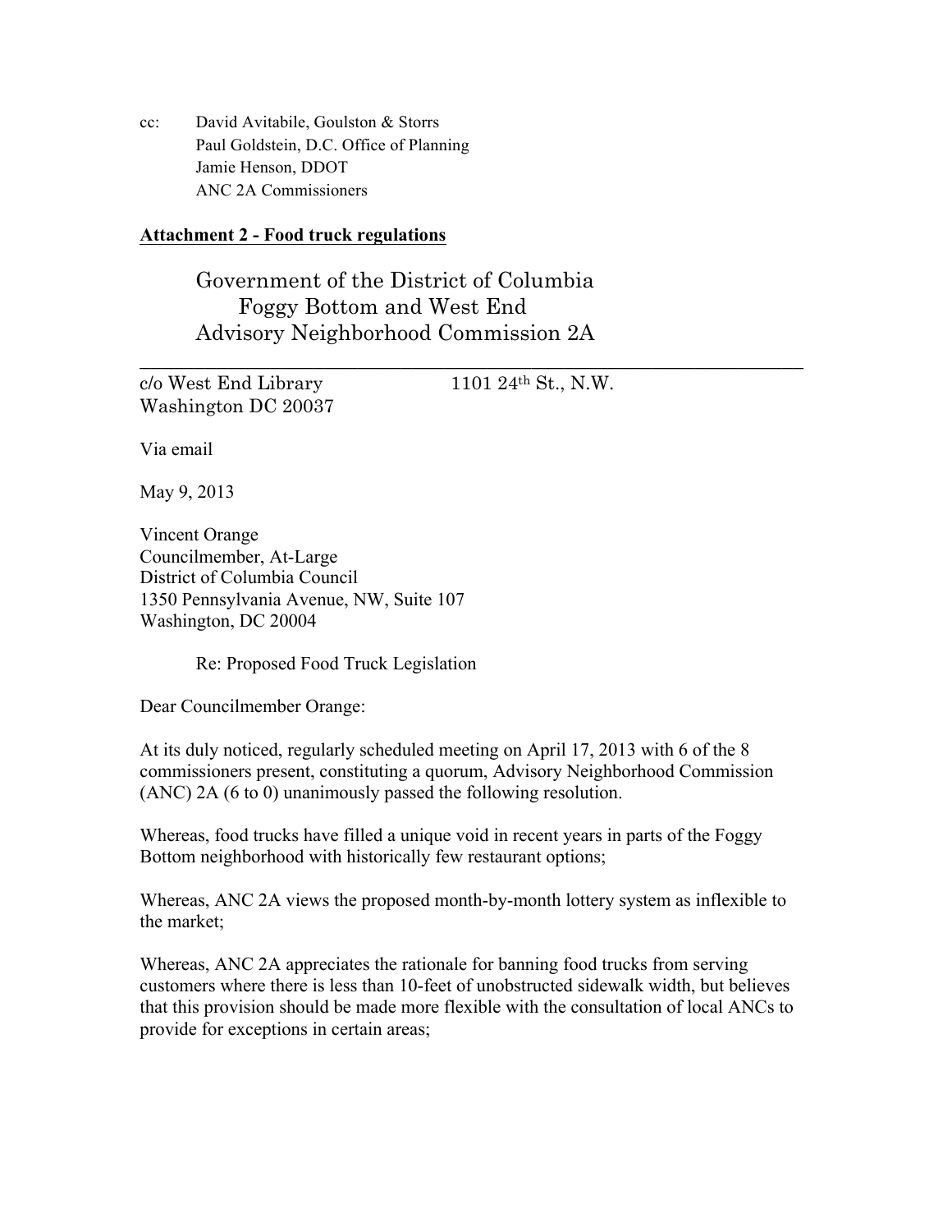cc: David Avitabile, Goulston & Storrs
Paul Goldstein, D.C. Office of Planning
Jamie Henson, DDOT
ANC 2A Commissioners

**Attachment 2 - Food truck regulations**

Government of the District of Columbia
Foggy Bottom and West End
Advisory Neighborhood Commission 2A

---

c/o West End Library
1101 24th St., N.W.
Washington DC 20037

Via email

May 9, 2013

Vincent Orange
Councilmember, At-Large
District of Columbia Council
1350 Pennsylvania Avenue, NW, Suite 107
Washington, DC 20004

Re: Proposed Food Truck Legislation

Dear Councilmember Orange:

At its duly noticed, regularly scheduled meeting on April 17, 2013 with 6 of the 8 commissioners present, constituting a quorum, Advisory Neighborhood Commission (ANC) 2A (6 to 0) unanimously passed the following resolution.

Whereas, food trucks have filled a unique void in recent years in parts of the Foggy Bottom neighborhood with historically few restaurant options;

Whereas, ANC 2A views the proposed month-by-month lottery system as inflexible to the market;

Whereas, ANC 2A appreciates the rationale for banning food trucks from serving customers where there is less than 10-feet of unobstructed sidewalk width, but believes that this provision should be made more flexible with the consultation of local ANCs to provide for exceptions in certain areas;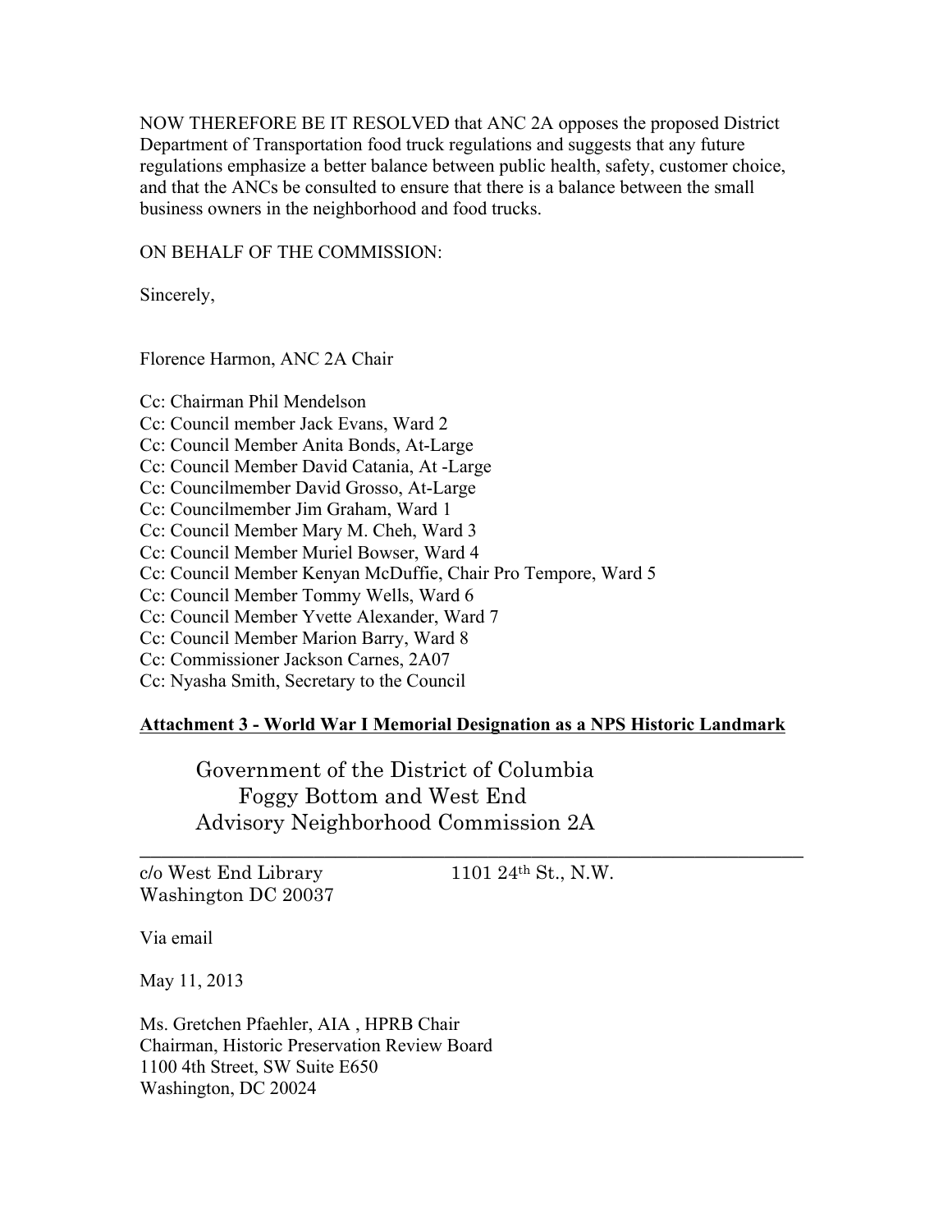NOW THEREFORE BE IT RESOLVED that ANC 2A opposes the proposed District Department of Transportation food truck regulations and suggests that any future regulations emphasize a better balance between public health, safety, customer choice, and that the ANCs be consulted to ensure that there is a balance between the small business owners in the neighborhood and food trucks.

ON BEHALF OF THE COMMISSION:

Sincerely,

Florence Harmon, ANC 2A Chair

Cc: Chairman Phil Mendelson
Cc: Council member Jack Evans, Ward 2
Cc: Council Member Anita Bonds, At-Large
Cc: Council Member David Catania, At -Large
Cc: Councilmember David Grosso, At-Large
Cc: Councilmember Jim Graham, Ward 1
Cc: Council Member Mary M. Cheh, Ward 3
Cc: Council Member Muriel Bowser, Ward 4
Cc: Council Member Kenyan McDuffie, Chair Pro Tempore, Ward 5
Cc: Council Member Tommy Wells, Ward 6
Cc: Council Member Yvette Alexander, Ward 7
Cc: Council Member Marion Barry, Ward 8
Cc: Commissioner Jackson Carnes, 2A07
Cc: Nyasha Smith, Secretary to the Council

**Attachment 3 - World War I Memorial Designation as a NPS Historic Landmark**

Government of the District of Columbia
Foggy Bottom and West End
Advisory Neighborhood Commission 2A

---

c/o West End Library 1101 24th St., N.W.
Washington DC 20037

Via email

May 11, 2013

Ms. Gretchen Pfaehler, AIA , HPRB Chair
Chairman, Historic Preservation Review Board
1100 4th Street, SW Suite E650
Washington, DC 20024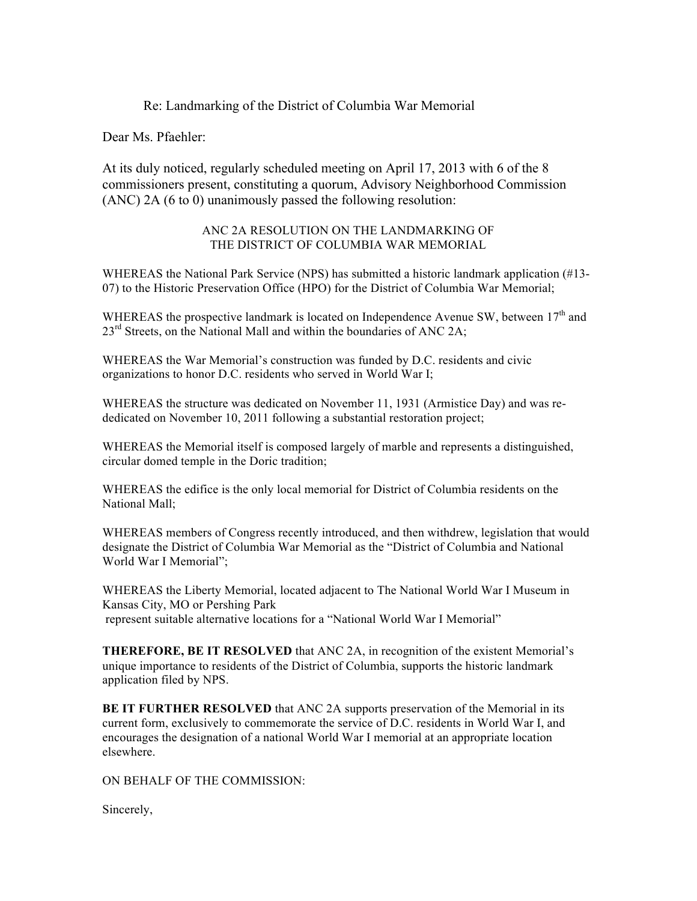Re: Landmarking of the District of Columbia War Memorial

Dear Ms. Pfaehler:

At its duly noticed, regularly scheduled meeting on April 17, 2013 with 6 of the 8 commissioners present, constituting a quorum, Advisory Neighborhood Commission (ANC) 2A (6 to 0) unanimously passed the following resolution:

ANC 2A RESOLUTION ON THE LANDMARKING OF THE DISTRICT OF COLUMBIA WAR MEMORIAL

WHEREAS the National Park Service (NPS) has submitted a historic landmark application (#13-07) to the Historic Preservation Office (HPO) for the District of Columbia War Memorial;

WHEREAS the prospective landmark is located on Independence Avenue SW, between 17th and 23rd Streets, on the National Mall and within the boundaries of ANC 2A;

WHEREAS the War Memorial's construction was funded by D.C. residents and civic organizations to honor D.C. residents who served in World War I;

WHEREAS the structure was dedicated on November 11, 1931 (Armistice Day) and was re-dedicated on November 10, 2011 following a substantial restoration project;

WHEREAS the Memorial itself is composed largely of marble and represents a distinguished, circular domed temple in the Doric tradition;

WHEREAS the edifice is the only local memorial for District of Columbia residents on the National Mall;

WHEREAS members of Congress recently introduced, and then withdrew, legislation that would designate the District of Columbia War Memorial as the "District of Columbia and National World War I Memorial";

WHEREAS the Liberty Memorial, located adjacent to The National World War I Museum in Kansas City, MO or Pershing Park represent suitable alternative locations for a "National World War I Memorial"

**THEREFORE, BE IT RESOLVED** that ANC 2A, in recognition of the existent Memorial's unique importance to residents of the District of Columbia, supports the historic landmark application filed by NPS.

**BE IT FURTHER RESOLVED** that ANC 2A supports preservation of the Memorial in its current form, exclusively to commemorate the service of D.C. residents in World War I, and encourages the designation of a national World War I memorial at an appropriate location elsewhere.

ON BEHALF OF THE COMMISSION:

Sincerely,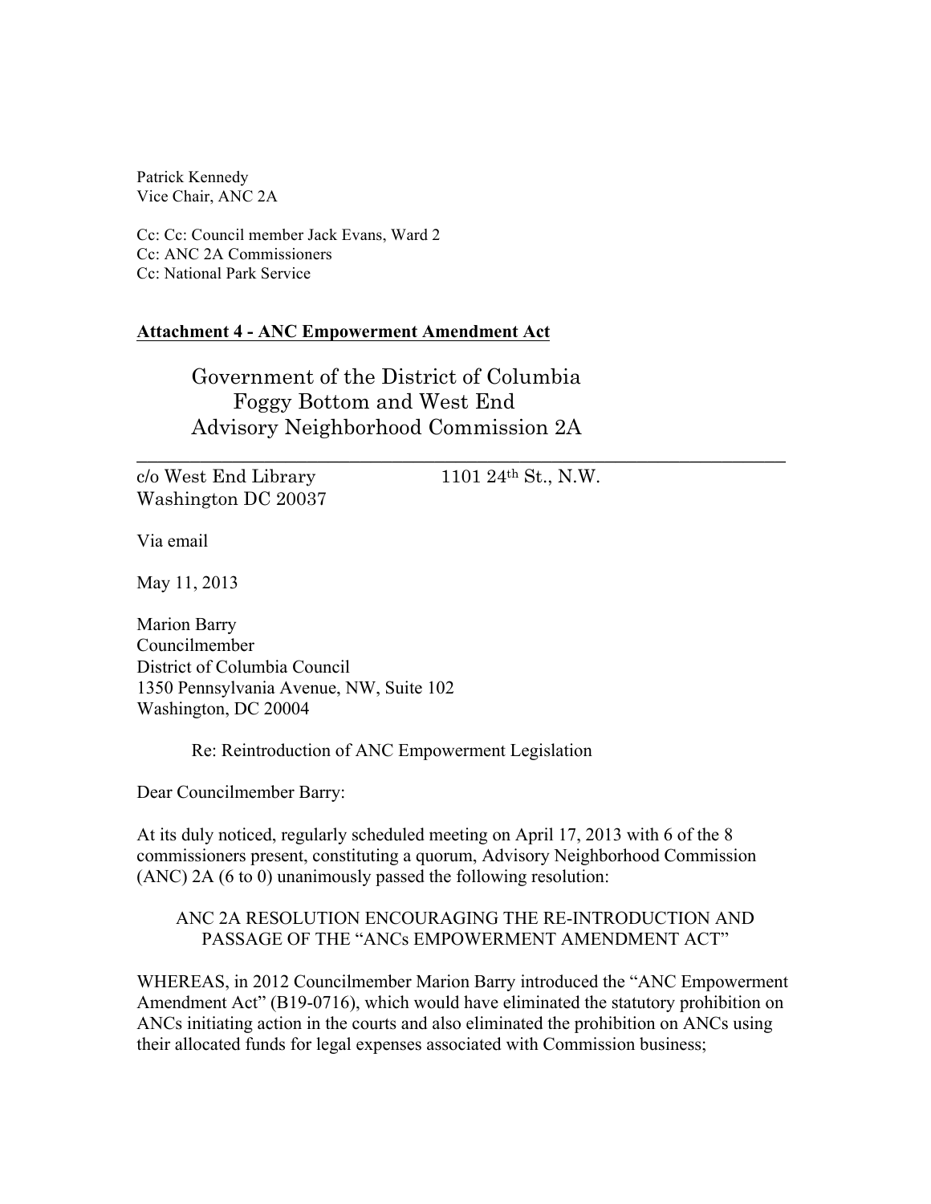Patrick Kennedy
Vice Chair, ANC 2A

Cc: Cc: Council member Jack Evans, Ward 2
Cc: ANC 2A Commissioners
Cc: National Park Service

**Attachment 4 - ANC Empowerment Amendment Act**

Government of the District of Columbia
Foggy Bottom and West End
Advisory Neighborhood Commission 2A

---

c/o West End Library 1101 24th St., N.W.
Washington DC 20037

Via email

May 11, 2013

Marion Barry
Councilmember
District of Columbia Council
1350 Pennsylvania Avenue, NW, Suite 102
Washington, DC 20004

Re: Reintroduction of ANC Empowerment Legislation

Dear Councilmember Barry:

At its duly noticed, regularly scheduled meeting on April 17, 2013 with 6 of the 8 commissioners present, constituting a quorum, Advisory Neighborhood Commission (ANC) 2A (6 to 0) unanimously passed the following resolution:

ANC 2A RESOLUTION ENCOURAGING THE RE-INTRODUCTION AND PASSAGE OF THE "ANCs EMPOWERMENT AMENDMENT ACT"

WHEREAS, in 2012 Councilmember Marion Barry introduced the "ANC Empowerment Amendment Act" (B19-0716), which would have eliminated the statutory prohibition on ANCs initiating action in the courts and also eliminated the prohibition on ANCs using their allocated funds for legal expenses associated with Commission business;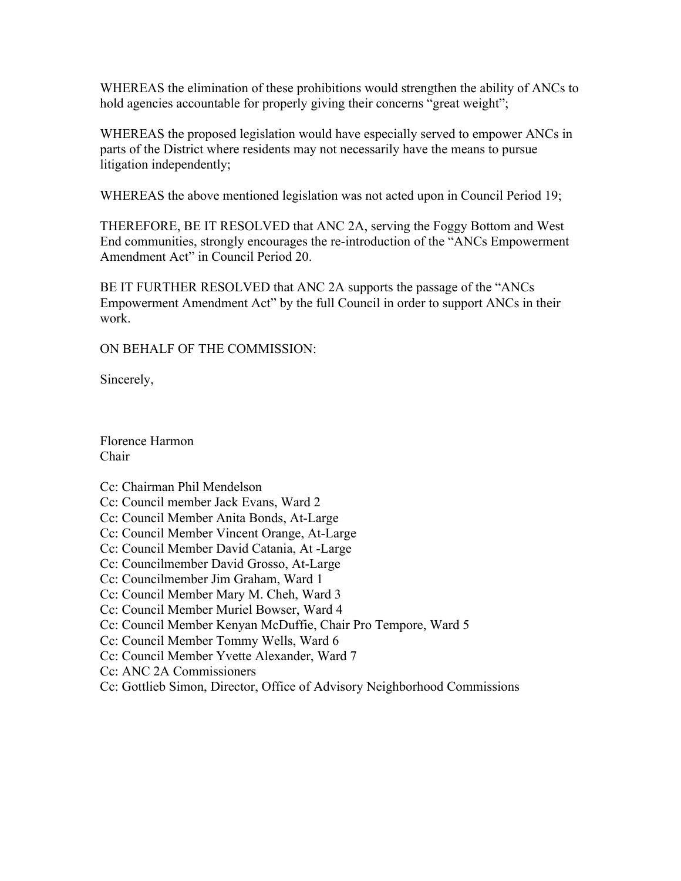WHEREAS the elimination of these prohibitions would strengthen the ability of ANCs to hold agencies accountable for properly giving their concerns "great weight";

WHEREAS the proposed legislation would have especially served to empower ANCs in parts of the District where residents may not necessarily have the means to pursue litigation independently;

WHEREAS the above mentioned legislation was not acted upon in Council Period 19;

THEREFORE, BE IT RESOLVED that ANC 2A, serving the Foggy Bottom and West End communities, strongly encourages the re-introduction of the "ANCs Empowerment Amendment Act" in Council Period 20.

BE IT FURTHER RESOLVED that ANC 2A supports the passage of the "ANCs Empowerment Amendment Act" by the full Council in order to support ANCs in their work.

ON BEHALF OF THE COMMISSION:

Sincerely,

Florence Harmon
Chair

Cc: Chairman Phil Mendelson
Cc: Council member Jack Evans, Ward 2
Cc: Council Member Anita Bonds, At-Large
Cc: Council Member Vincent Orange, At-Large
Cc: Council Member David Catania, At -Large
Cc: Councilmember David Grosso, At-Large
Cc: Councilmember Jim Graham, Ward 1
Cc: Council Member Mary M. Cheh, Ward 3
Cc: Council Member Muriel Bowser, Ward 4
Cc: Council Member Kenyan McDuffie, Chair Pro Tempore, Ward 5
Cc: Council Member Tommy Wells, Ward 6
Cc: Council Member Yvette Alexander, Ward 7
Cc: ANC 2A Commissioners
Cc: Gottlieb Simon, Director, Office of Advisory Neighborhood Commissions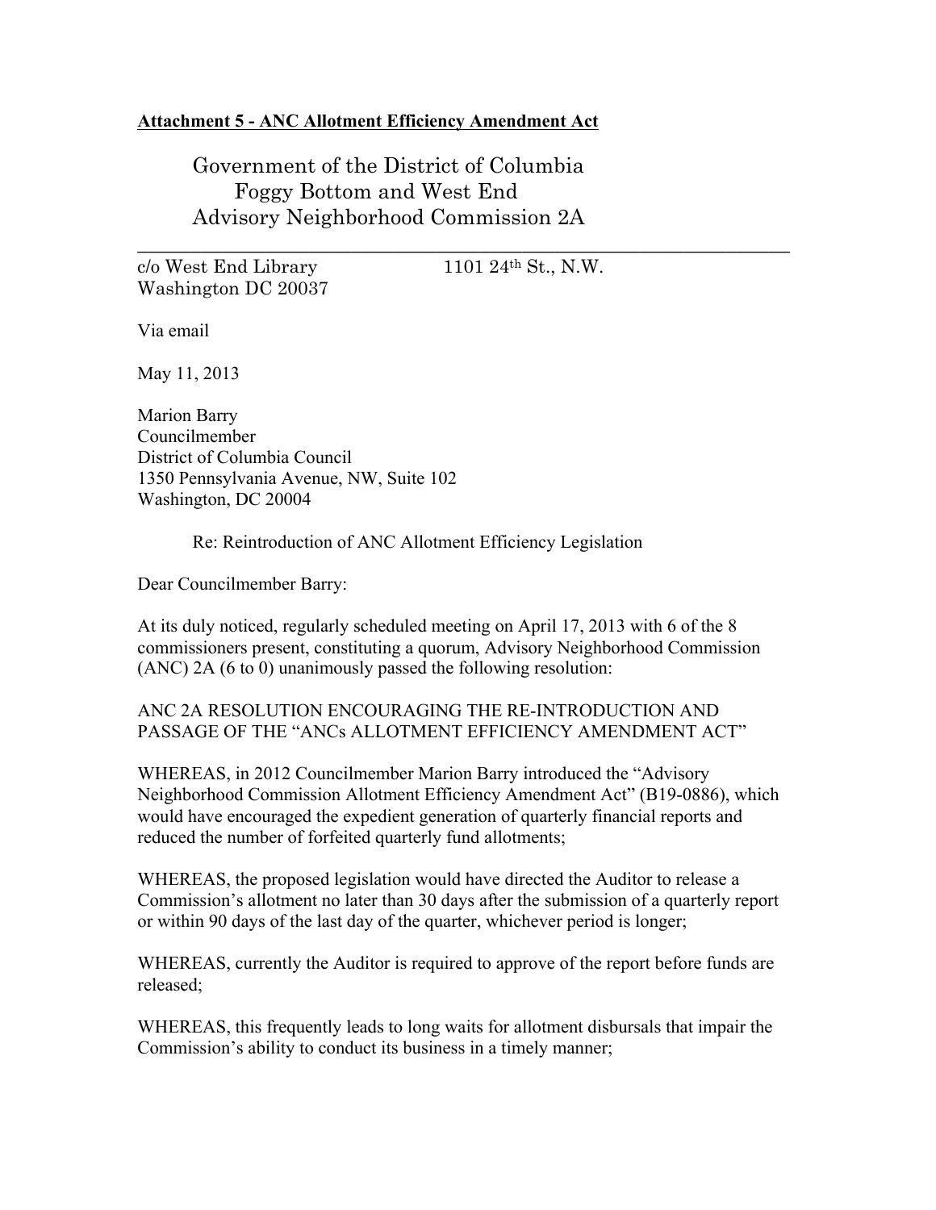**Attachment 5 - ANC Allotment Efficiency Amendment Act**

Government of the District of Columbia
Foggy Bottom and West End
Advisory Neighborhood Commission 2A

---

c/o West End Library 1101 24th St., N.W.
Washington DC 20037

Via email

May 11, 2013

Marion Barry
Councilmember
District of Columbia Council
1350 Pensylvania Avenue, NW, Suite 102
Washington, DC 20004

Re: Reintroduction of ANC Allotment Efficiency Legislation

Dear Councilmember Barry:

At its duly noticed, regularly scheduled meeting on April 17, 2013 with 6 of the 8 commissioners present, constituting a quorum, Advisory Neighborhood Commission (ANC) 2A (6 to 0) unanimously passed the following resolution:

ANC 2A RESOLUTION ENCOURAGING THE RE-INTRODUCTION AND PASSAGE OF THE "ANCs ALLOTMENT EFFICIENCY AMENDMENT ACT"

WHEREAS, in 2012 Councilmember Marion Barry introduced the "Advisory Neighborhood Commission Allotment Efficiency Amendment Act" (B19-0886), which would have encouraged the expedient generation of quarterly financial reports and reduced the number of forfeited quarterly fund allotments;

WHEREAS, the proposed legislation would have directed the Auditor to release a Commission's allotment no later than 30 days after the submission of a quarterly report or within 90 days of the last day of the quarter, whichever period is longer;

WHEREAS, currently the Auditor is required to approve of the report before funds are released;

WHEREAS, this frequently leads to long waits for allotment disbursals that impair the Commission's ability to conduct its business in a timely manner;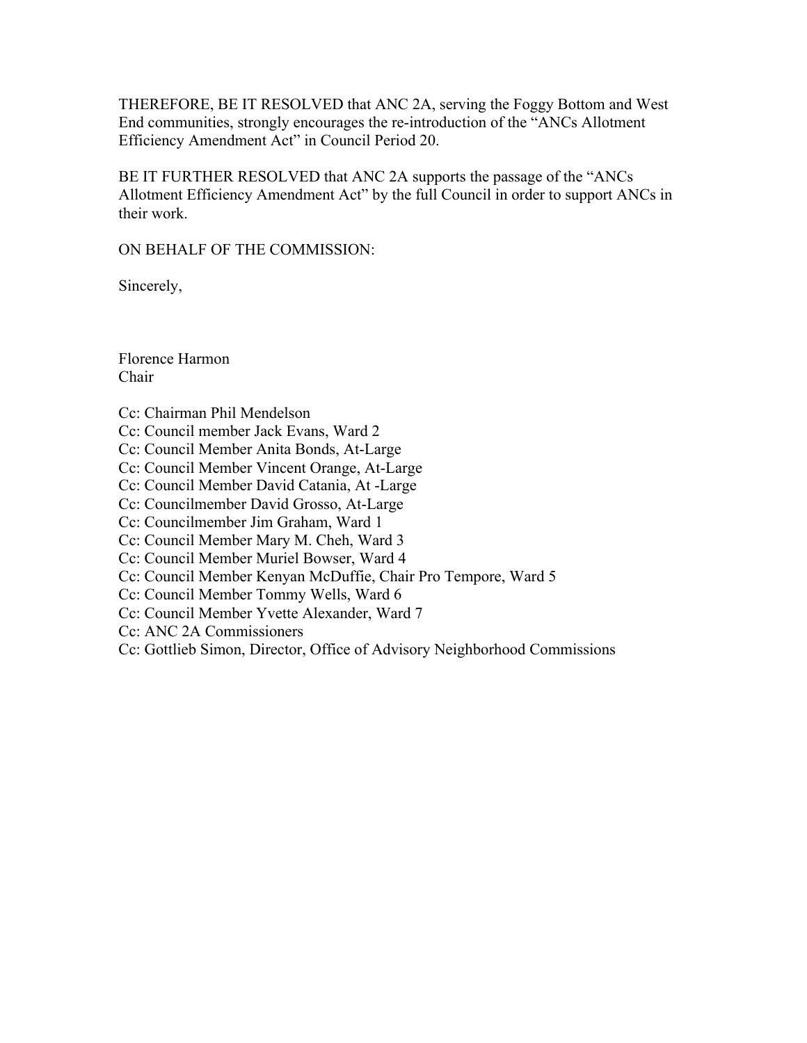THEREFORE, BE IT RESOLVED that ANC 2A, serving the Foggy Bottom and West End communities, strongly encourages the re-introduction of the "ANCs Allotment Efficiency Amendment Act" in Council Period 20.

BE IT FURTHER RESOLVED that ANC 2A supports the passage of the "ANCs Allotment Efficiency Amendment Act" by the full Council in order to support ANCs in their work.

ON BEHALF OF THE COMMISSION:

Sincerely,

Florence Harmon
Chair

Cc: Chairman Phil Mendelson
Cc: Council member Jack Evans, Ward 2
Cc: Council Member Anita Bonds, At-Large
Cc: Council Member Vincent Orange, At-Large
Cc: Council Member David Catania, At -Large
Cc: Councilmember David Grosso, At-Large
Cc: Councilmember Jim Graham, Ward 1
Cc: Council Member Mary M. Cheh, Ward 3
Cc: Council Member Muriel Bowser, Ward 4
Cc: Council Member Kenyan McDuffie, Chair Pro Tempore, Ward 5
Cc: Council Member Tommy Wells, Ward 6
Cc: Council Member Yvette Alexander, Ward 7
Cc: ANC 2A Commissioners
Cc: Gottlieb Simon, Director, Office of Advisory Neighborhood Commissions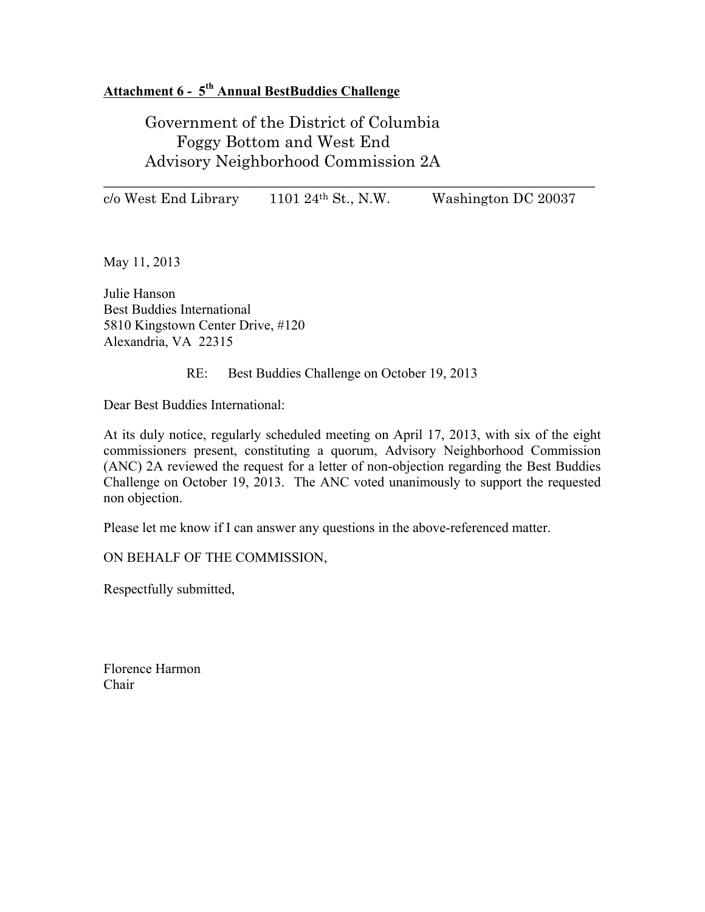**Attachment 6 - 5th Annual BestBuddies Challenge**

Government of the District of Columbia
Foggy Bottom and West End
Advisory Neighborhood Commission 2A

c/o West End Library 1101 24th St., N.W. Washington DC 20037

May 11, 2013

Julie Hanson
Best Buddies International
5810 Kingstown Center Drive, #120
Alexandria, VA 22315

RE: Best Buddies Challenge on October 19, 2013

Dear Best Buddies International:

At its duly notice, regularly scheduled meeting on April 17, 2013, with six of the eight commissioners present, constituting a quorum, Advisory Neighborhood Commission (ANC) 2A reviewed the request for a letter of non-objection regarding the Best Buddies Challenge on October 19, 2013. The ANC voted unanimously to support the requested non objection.

Please let me know if I can answer any questions in the above-referenced matter.

ON BEHALF OF THE COMMISSION,

Respectfully submitted,

Florence Harmon
Chair